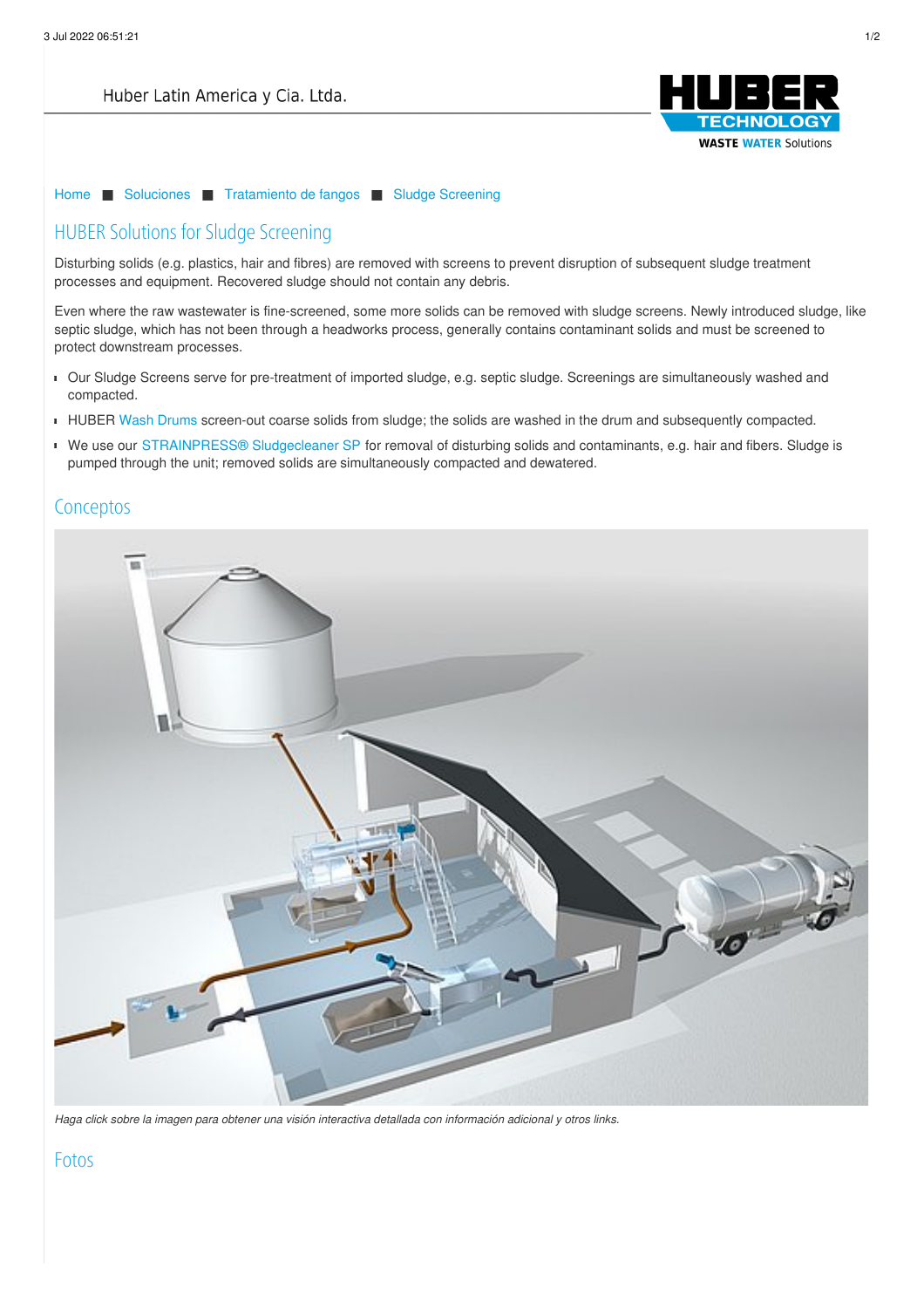Huber Latin America y Cia. Ltda.

Home ■ Soluciones ■ Tratamiento de fangos ■ Sludge Screening

# HUBER Solutions for Sludge Screening

Disturbing solids (e.g. plastics, hair and fibres) are removed with screens to prevent disruption of subsequent sludge treatment processes and equipment. Recovered sludge should not contain any debris.

Even where the raw wastewater is fine-screened, some more solids can be removed with sludge screens. Newly introduced sludge, like septic sludge, which has not been through a headworks process, generally contains contaminant solids and must be screened to protect downstream processes.

- Our Sludge Screens serve for pre-treatment of imported sludge, e.g. septic sludge. Screenings are simultaneously washed and compacted.
- HUBER Wash Drums screen-out coarse solids from sludge; the solids are washed in the drum and subsequently compacted.
- We use our STRAINPRESS® Sludgecleaner SP for removal of disturbing solids and contaminants, e.g. hair and fibers. Sludge is pumped through the unit; removed solids are simultaneously compacted and dewatered.

## Conceptos

*Haga click sobre la imagen para obtener una visión interactiva detallada con información adicional y otros links.*

## Fotos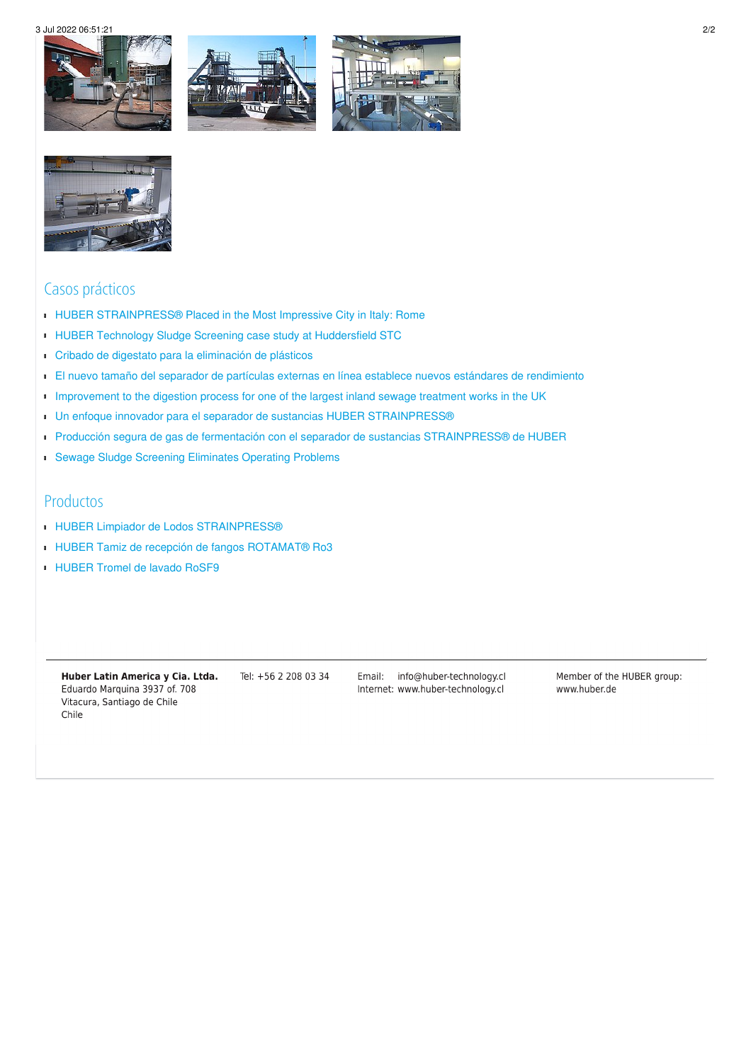## Casos prácticos

- HUBER STRAINPRESS® Placed in the Most Impressive City in Italy: Rome
- HUBER Technology Sludge Screening case study at Huddersfield STC
- Cribado de digestato para la eliminación de plásticos
- El nuevo tamaño del separador de partículas externas en línea establece nuevos estándares de rendimiento
- Improvement to the digestion process for one of the largest inland sewage treatment works in the UK
- Un enfoque innovador para el separador de sustancias HUBER STRAINPRESS®
- Producción segura de gas de fermentación con el separador de sustancias STRAINPRESS® de HUBER
- Sewage Sludge Screening Eliminates Operating Problems

## Productos

- HUBER Limpiador de Lodos STRAINPRESS®
- HUBER Tamiz de recepción de fangos ROTAMAT® Ro3
- HUBER Tromel de lavado RoSF9

**Huber Latin America y Cia. Ltda.**
Eduardo Marquina 3937 of. 708
Vitacura, Santiago de Chile
Chile

Tel: +56 2 208 03 34

Email: info@huber-technology.cl
Internet: www.huber-technology.cl

Member of the HUBER group:
www.huber.de